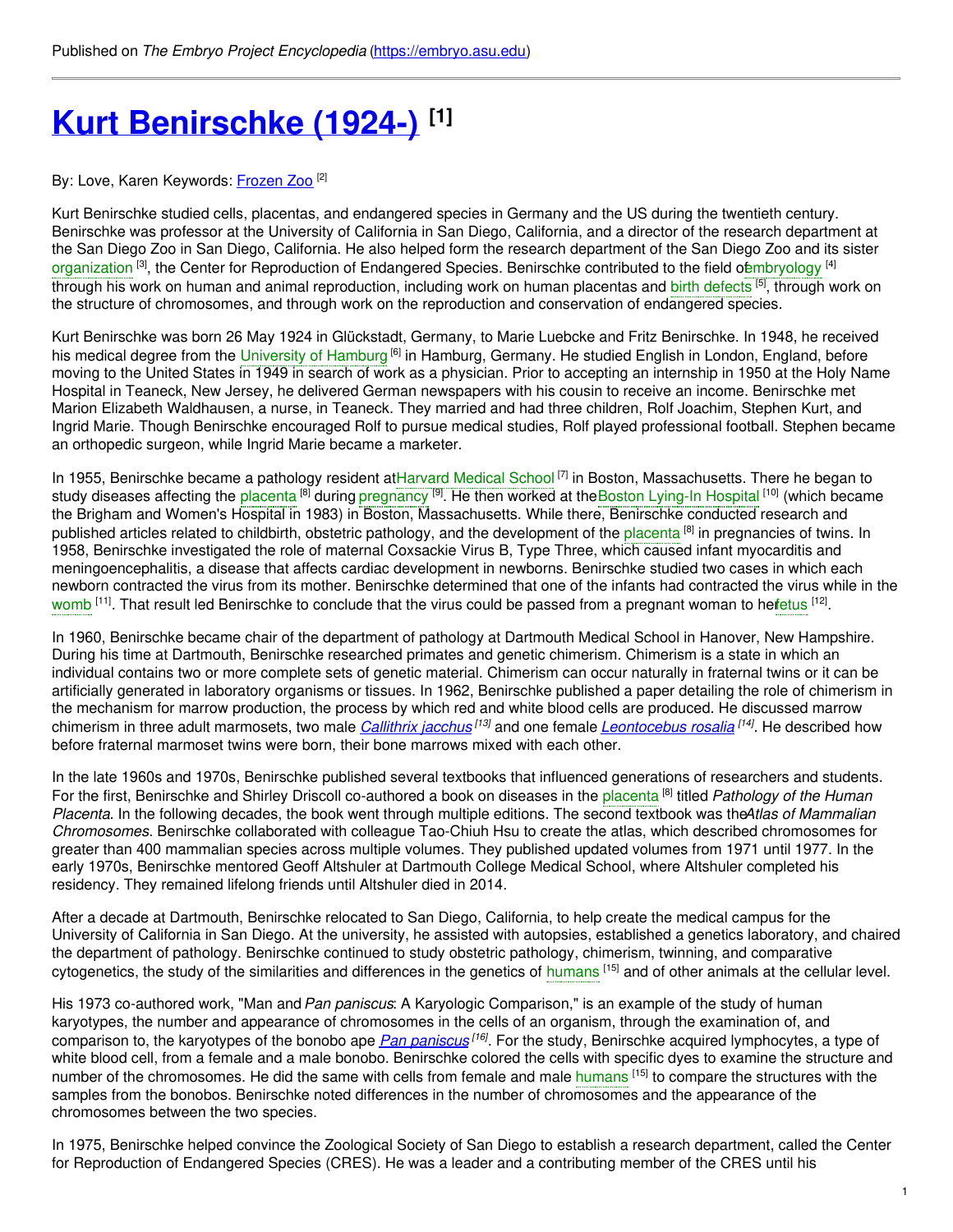Published on *The Embryo Project Encyclopedia* (https://embryo.asu.edu)

# Kurt Benirschke (1924-) [1]

By: Love, Karen Keywords: Frozen Zoo [2]

Kurt Benirschke studied cells, placentas, and endangered species in Germany and the US during the twentieth century. Benirschke was professor at the University of California in San Diego, California, and a director of the research department at the San Diego Zoo in San Diego, California. He also helped form the research department of the San Diego Zoo and its sister organization [3], the Center for Reproduction of Endangered Species. Benirschke contributed to the field of embryology [4] through his work on human and animal reproduction, including work on human placentas and birth defects [5], through work on the structure of chromosomes, and through work on the reproduction and conservation of endangered species.

Kurt Benirschke was born 26 May 1924 in Glückstadt, Germany, to Marie Luebcke and Fritz Benirschke. In 1948, he received his medical degree from the University of Hamburg [6] in Hamburg, Germany. He studied English in London, England, before moving to the United States in 1949 in search of work as a physician. Prior to accepting an internship in 1950 at the Holy Name Hospital in Teaneck, New Jersey, he delivered German newspapers with his cousin to receive an income. Benirschke met Marion Elizabeth Waldhausen, a nurse, in Teaneck. They married and had three children, Rolf Joachim, Stephen Kurt, and Ingrid Marie. Though Benirschke encouraged Rolf to pursue medical studies, Rolf played professional football. Stephen became an orthopedic surgeon, while Ingrid Marie became a marketer.

In 1955, Benirschke became a pathology resident at Harvard Medical School [7] in Boston, Massachusetts. There he began to study diseases affecting the placenta [8] during pregnancy [9]. He then worked at the Boston Lying-In Hospital [10] (which became the Brigham and Women's Hospital in 1983) in Boston, Massachusetts. While there, Benirschke conducted research and published articles related to childbirth, obstetric pathology, and the development of the placenta [8] in pregnancies of twins. In 1958, Benirschke investigated the role of maternal Coxsackie Virus B, Type Three, which caused infant myocarditis and meningoencephalitis, a disease that affects cardiac development in newborns. Benirschke studied two cases in which each newborn contracted the virus from its mother. Benirschke determined that one of the infants had contracted the virus while in the womb [11]. That result led Benirschke to conclude that the virus could be passed from a pregnant woman to her fetus [12].

In 1960, Benirschke became chair of the department of pathology at Dartmouth Medical School in Hanover, New Hampshire. During his time at Dartmouth, Benirschke researched primates and genetic chimerism. Chimerism is a state in which an individual contains two or more complete sets of genetic material. Chimerism can occur naturally in fraternal twins or it can be artificially generated in laboratory organisms or tissues. In 1962, Benirschke published a paper detailing the role of chimerism in the mechanism for marrow production, the process by which red and white blood cells are produced. He discussed marrow chimerism in three adult marmosets, two male *Callithrix jacchus* [13] and one female *Leontocebus rosalia* [14]. He described how before fraternal marmoset twins were born, their bone marrows mixed with each other.

In the late 1960s and 1970s, Benirschke published several textbooks that influenced generations of researchers and students. For the first, Benirschke and Shirley Driscoll co-authored a book on diseases in the placenta [8] titled *Pathology of the Human Placenta*. In the following decades, the book went through multiple editions. The second textbook was the *Atlas of Mammalian Chromosomes*. Benirschke collaborated with colleague Tao-Chiuh Hsu to create the atlas, which described chromosomes for greater than 400 mammalian species across multiple volumes. They published updated volumes from 1971 until 1977. In the early 1970s, Benirschke mentored Geoff Altshuler at Dartmouth College Medical School, where Altshuler completed his residency. They remained lifelong friends until Altshuler died in 2014.

After a decade at Dartmouth, Benirschke relocated to San Diego, California, to help create the medical campus for the University of California in San Diego. At the university, he assisted with autopsies, established a genetics laboratory, and chaired the department of pathology. Benirschke continued to study obstetric pathology, chimerism, twinning, and comparative cytogenetics, the study of the similarities and differences in the genetics of humans [15] and of other animals at the cellular level.

His 1973 co-authored work, "Man and *Pan paniscus*: A Karyologic Comparison," is an example of the study of human karyotypes, the number and appearance of chromosomes in the cells of an organism, through the examination of, and comparison to, the karyotypes of the bonobo ape *Pan paniscus* [16]. For the study, Benirschke acquired lymphocytes, a type of white blood cell, from a female and a male bonobo. Benirschke colored the cells with specific dyes to examine the structure and number of the chromosomes. He did the same with cells from female and male humans [15] to compare the structures with the samples from the bonobos. Benirschke noted differences in the number of chromosomes and the appearance of the chromosomes between the two species.

In 1975, Benirschke helped convince the Zoological Society of San Diego to establish a research department, called the Center for Reproduction of Endangered Species (CRES). He was a leader and a contributing member of the CRES until his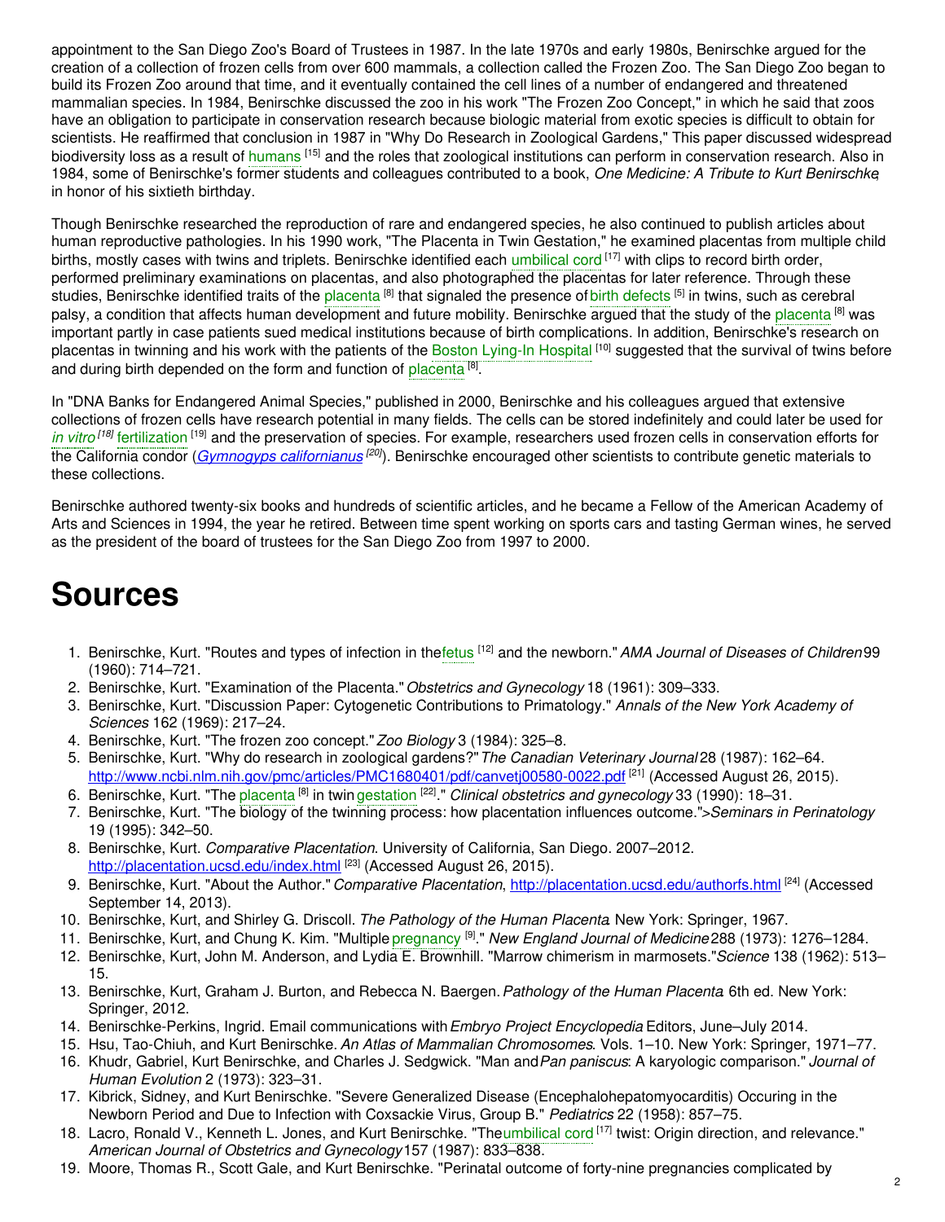appointment to the San Diego Zoo's Board of Trustees in 1987. In the late 1970s and early 1980s, Benirschke argued for the creation of a collection of frozen cells from over 600 mammals, a collection called the Frozen Zoo. The San Diego Zoo began to build its Frozen Zoo around that time, and it eventually contained the cell lines of a number of endangered and threatened mammalian species. In 1984, Benirschke discussed the zoo in his work "The Frozen Zoo Concept," in which he said that zoos have an obligation to participate in conservation research because biologic material from exotic species is difficult to obtain for scientists. He reaffirmed that conclusion in 1987 in "Why Do Research in Zoological Gardens," This paper discussed widespread biodiversity loss as a result of humans [15] and the roles that zoological institutions can perform in conservation research. Also in 1984, some of Benirschke's former students and colleagues contributed to a book, *One Medicine: A Tribute to Kurt Benirschke*, in honor of his sixtieth birthday.

Though Benirschke researched the reproduction of rare and endangered species, he also continued to publish articles about human reproductive pathologies. In his 1990 work, "The Placenta in Twin Gestation," he examined placentas from multiple child births, mostly cases with twins and triplets. Benirschke identified each umbilical cord [17] with clips to record birth order, performed preliminary examinations on placentas, and also photographed the placentas for later reference. Through these studies, Benirschke identified traits of the placenta [8] that signaled the presence of birth defects [5] in twins, such as cerebral palsy, a condition that affects human development and future mobility. Benirschke argued that the study of the placenta [8] was important partly in case patients sued medical institutions because of birth complications. In addition, Benirschke's research on placentas in twinning and his work with the patients of the Boston Lying-In Hospital [10] suggested that the survival of twins before and during birth depended on the form and function of placenta [8].

In "DNA Banks for Endangered Animal Species," published in 2000, Benirschke and his colleagues argued that extensive collections of frozen cells have research potential in many fields. The cells can be stored indefinitely and could later be used for *in vitro* [18] fertilization [19] and the preservation of species. For example, researchers used frozen cells in conservation efforts for the California condor (*Gymnogyps californianus* [20]). Benirschke encouraged other scientists to contribute genetic materials to these collections.

Benirschke authored twenty-six books and hundreds of scientific articles, and he became a Fellow of the American Academy of Arts and Sciences in 1994, the year he retired. Between time spent working on sports cars and tasting German wines, he served as the president of the board of trustees for the San Diego Zoo from 1997 to 2000.

# Sources

1. Benirschke, Kurt. "Routes and types of infection in the fetus [12] and the newborn." *AMA Journal of Diseases of Children* 99 (1960): 714–721.
2. Benirschke, Kurt. "Examination of the Placenta." *Obstetrics and Gynecology* 18 (1961): 309–333.
3. Benirschke, Kurt. "Discussion Paper: Cytogenetic Contributions to Primatology." *Annals of the New York Academy of Sciences* 162 (1969): 217–24.
4. Benirschke, Kurt. "The frozen zoo concept." *Zoo Biology* 3 (1984): 325–8.
5. Benirschke, Kurt. "Why do research in zoological gardens?" *The Canadian Veterinary Journal* 28 (1987): 162–64. http://www.ncbi.nlm.nih.gov/pmc/articles/PMC1680401/pdf/canvetj00580-0022.pdf [21] (Accessed August 26, 2015).
6. Benirschke, Kurt. "The placenta [8] in twin gestation [22]." *Clinical obstetrics and gynecology* 33 (1990): 18–31.
7. Benirschke, Kurt. "The biology of the twinning process: how placentation influences outcome.">*Seminars in Perinatology* 19 (1995): 342–50.
8. Benirschke, Kurt. *Comparative Placentation*. University of California, San Diego. 2007–2012. http://placentation.ucsd.edu/index.html [23] (Accessed August 26, 2015).
9. Benirschke, Kurt. "About the Author." *Comparative Placentation*, http://placentation.ucsd.edu/authorfs.html [24] (Accessed September 14, 2013).
10. Benirschke, Kurt, and Shirley G. Driscoll. *The Pathology of the Human Placenta*. New York: Springer, 1967.
11. Benirschke, Kurt, and Chung K. Kim. "Multiple pregnancy [9]." *New England Journal of Medicine* 288 (1973): 1276–1284.
12. Benirschke, Kurt, John M. Anderson, and Lydia E. Brownhill. "Marrow chimerism in marmosets." *Science* 138 (1962): 513–15.
13. Benirschke, Kurt, Graham J. Burton, and Rebecca N. Baergen. *Pathology of the Human Placenta*. 6th ed. New York: Springer, 2012.
14. Benirschke-Perkins, Ingrid. Email communications with *Embryo Project Encyclopedia* Editors, June–July 2014.
15. Hsu, Tao-Chiuh, and Kurt Benirschke. *An Atlas of Mammalian Chromosomes*. Vols. 1–10. New York: Springer, 1971–77.
16. Khudr, Gabriel, Kurt Benirschke, and Charles J. Sedgwick. "Man and *Pan paniscus*: A karyologic comparison." *Journal of Human Evolution* 2 (1973): 323–31.
17. Kibrick, Sidney, and Kurt Benirschke. "Severe Generalized Disease (Encephalohepatomyocarditis) Occuring in the Newborn Period and Due to Infection with Coxsackie Virus, Group B." *Pediatrics* 22 (1958): 857–75.
18. Lacro, Ronald V., Kenneth L. Jones, and Kurt Benirschke. "The umbilical cord [17] twist: Origin direction, and relevance." *American Journal of Obstetrics and Gynecology* 157 (1987): 833–838.
19. Moore, Thomas R., Scott Gale, and Kurt Benirschke. "Perinatal outcome of forty-nine pregnancies complicated by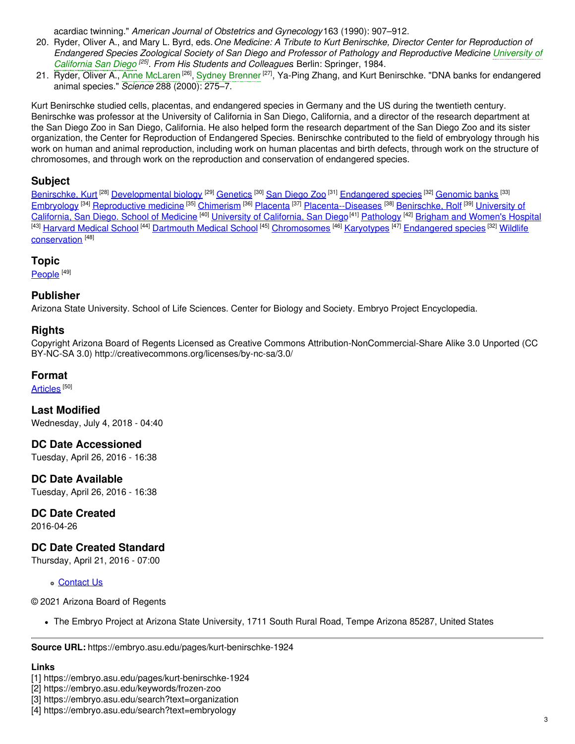acardiac twinning." *American Journal of Obstetrics and Gynecology* 163 (1990): 907–912.

20. Ryder, Oliver A., and Mary L. Byrd, eds. *One Medicine: A Tribute to Kurt Benirschke, Director Center for Reproduction of Endangered Species Zoological Society of San Diego and Professor of Pathology and Reproductive Medicine University of California San Diego [25]. From His Students and Colleagues* Berlin: Springer, 1984.
21. Ryder, Oliver A., Anne McLaren [26], Sydney Brenner [27], Ya-Ping Zhang, and Kurt Benirschke. "DNA banks for endangered animal species." *Science* 288 (2000): 275–7.

Kurt Benirschke studied cells, placentas, and endangered species in Germany and the US during the twentieth century. Benirschke was professor at the University of California in San Diego, California, and a director of the research department at the San Diego Zoo in San Diego, California. He also helped form the research department of the San Diego Zoo and its sister organization, the Center for Reproduction of Endangered Species. Benirschke contributed to the field of embryology through his work on human and animal reproduction, including work on human placentas and birth defects, through work on the structure of chromosomes, and through work on the reproduction and conservation of endangered species.

## Subject

Benirschke, Kurt [28] Developmental biology [29] Genetics [30] San Diego Zoo [31] Endangered species [32] Genomic banks [33] Embryology [34] Reproductive medicine [35] Chimerism [36] Placenta [37] Placenta--Diseases [38] Benirschke, Rolf [39] University of California, San Diego. School of Medicine [40] University of California, San Diego [41] Pathology [42] Brigham and Women's Hospital [43] Harvard Medical School [44] Dartmouth Medical School [45] Chromosomes [46] Karyotypes [47] Endangered species [32] Wildlife conservation [48]

## Topic

People [49]

## Publisher

Arizona State University. School of Life Sciences. Center for Biology and Society. Embryo Project Encyclopedia.

## Rights

Copyright Arizona Board of Regents Licensed as Creative Commons Attribution-NonCommercial-Share Alike 3.0 Unported (CC BY-NC-SA 3.0) http://creativecommons.org/licenses/by-nc-sa/3.0/

## Format

Articles [50]

## Last Modified

Wednesday, July 4, 2018 - 04:40

## DC Date Accessioned

Tuesday, April 26, 2016 - 16:38

## DC Date Available

Tuesday, April 26, 2016 - 16:38

## DC Date Created

2016-04-26

## DC Date Created Standard

Thursday, April 21, 2016 - 07:00

- Contact Us

© 2021 Arizona Board of Regents

- The Embryo Project at Arizona State University, 1711 South Rural Road, Tempe Arizona 85287, United States

---

**Source URL:** https://embryo.asu.edu/pages/kurt-benirschke-1924

**Links**

[1] https://embryo.asu.edu/pages/kurt-benirschke-1924
[2] https://embryo.asu.edu/keywords/frozen-zoo
[3] https://embryo.asu.edu/search?text=organization
[4] https://embryo.asu.edu/search?text=embryology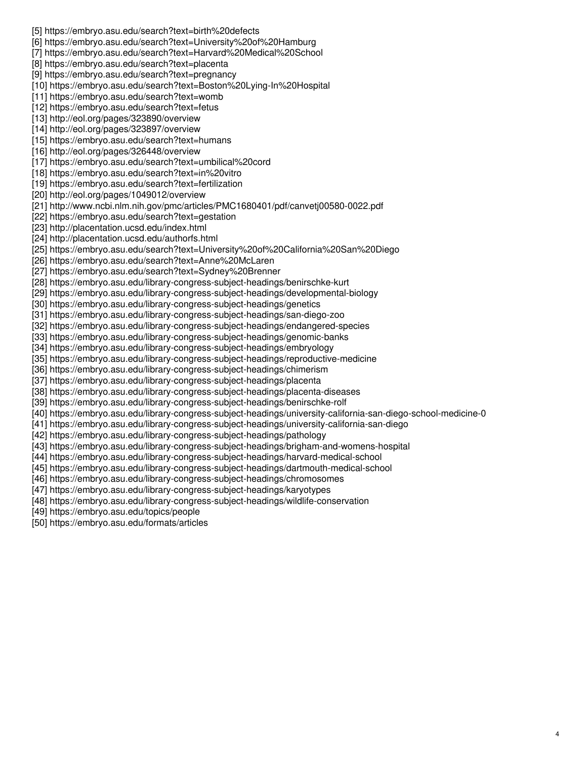[5] https://embryo.asu.edu/search?text=birth%20defects
[6] https://embryo.asu.edu/search?text=University%20of%20Hamburg
[7] https://embryo.asu.edu/search?text=Harvard%20Medical%20School
[8] https://embryo.asu.edu/search?text=placenta
[9] https://embryo.asu.edu/search?text=pregnancy
[10] https://embryo.asu.edu/search?text=Boston%20Lying-In%20Hospital
[11] https://embryo.asu.edu/search?text=womb
[12] https://embryo.asu.edu/search?text=fetus
[13] http://eol.org/pages/323890/overview
[14] http://eol.org/pages/323897/overview
[15] https://embryo.asu.edu/search?text=humans
[16] http://eol.org/pages/326448/overview
[17] https://embryo.asu.edu/search?text=umbilical%20cord
[18] https://embryo.asu.edu/search?text=in%20vitro
[19] https://embryo.asu.edu/search?text=fertilization
[20] http://eol.org/pages/1049012/overview
[21] http://www.ncbi.nlm.nih.gov/pmc/articles/PMC1680401/pdf/canvetj00580-0022.pdf
[22] https://embryo.asu.edu/search?text=gestation
[23] http://placentation.ucsd.edu/index.html
[24] http://placentation.ucsd.edu/authorfs.html
[25] https://embryo.asu.edu/search?text=University%20of%20California%20San%20Diego
[26] https://embryo.asu.edu/search?text=Anne%20McLaren
[27] https://embryo.asu.edu/search?text=Sydney%20Brenner
[28] https://embryo.asu.edu/library-congress-subject-headings/benirschke-kurt
[29] https://embryo.asu.edu/library-congress-subject-headings/developmental-biology
[30] https://embryo.asu.edu/library-congress-subject-headings/genetics
[31] https://embryo.asu.edu/library-congress-subject-headings/san-diego-zoo
[32] https://embryo.asu.edu/library-congress-subject-headings/endangered-species
[33] https://embryo.asu.edu/library-congress-subject-headings/genomic-banks
[34] https://embryo.asu.edu/library-congress-subject-headings/embryology
[35] https://embryo.asu.edu/library-congress-subject-headings/reproductive-medicine
[36] https://embryo.asu.edu/library-congress-subject-headings/chimerism
[37] https://embryo.asu.edu/library-congress-subject-headings/placenta
[38] https://embryo.asu.edu/library-congress-subject-headings/placenta-diseases
[39] https://embryo.asu.edu/library-congress-subject-headings/benirschke-rolf
[40] https://embryo.asu.edu/library-congress-subject-headings/university-california-san-diego-school-medicine-0
[41] https://embryo.asu.edu/library-congress-subject-headings/university-california-san-diego
[42] https://embryo.asu.edu/library-congress-subject-headings/pathology
[43] https://embryo.asu.edu/library-congress-subject-headings/brigham-and-womens-hospital
[44] https://embryo.asu.edu/library-congress-subject-headings/harvard-medical-school
[45] https://embryo.asu.edu/library-congress-subject-headings/dartmouth-medical-school
[46] https://embryo.asu.edu/library-congress-subject-headings/chromosomes
[47] https://embryo.asu.edu/library-congress-subject-headings/karyotypes
[48] https://embryo.asu.edu/library-congress-subject-headings/wildlife-conservation
[49] https://embryo.asu.edu/topics/people
[50] https://embryo.asu.edu/formats/articles